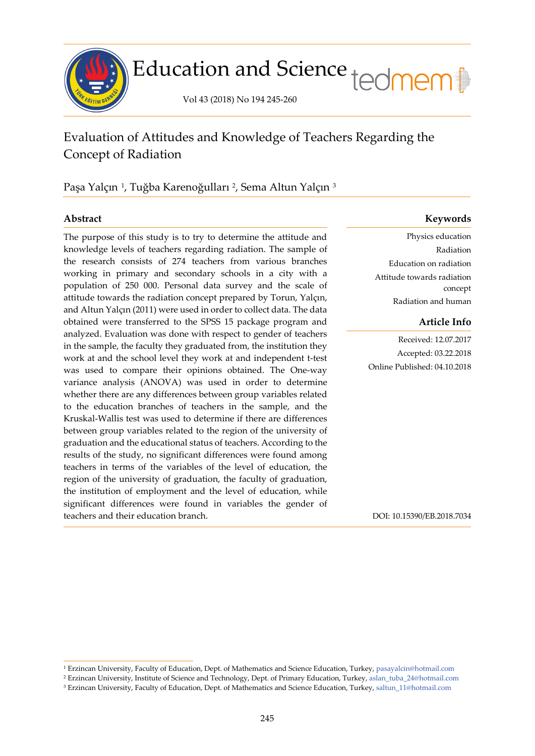# Evaluation of Attitudes and Knowledge of Teachers Regarding the Concept of Radiation

Paşa Yalçın [1], Tuğba Karenoğulları [2], Sema Altun Yalçın [3]

## Abstract

The purpose of this study is to try to determine the attitude and knowledge levels of teachers regarding radiation. The sample of the research consists of 274 teachers from various branches working in primary and secondary schools in a city with a population of 250 000. Personal data survey and the scale of attitude towards the radiation concept prepared by Torun, Yalçın, and Altun Yalçın (2011) were used in order to collect data. The data obtained were transferred to the SPSS 15 package program and analyzed. Evaluation was done with respect to gender of teachers in the sample, the faculty they graduated from, the institution they work at and the school level they work at and independent t-test was used to compare their opinions obtained. The One-way variance analysis (ANOVA) was used in order to determine whether there are any differences between group variables related to the education branches of teachers in the sample, and the Kruskal-Wallis test was used to determine if there are differences between group variables related to the region of the university of graduation and the educational status of teachers. According to the results of the study, no significant differences were found among teachers in terms of the variables of the level of education, the region of the university of graduation, the faculty of graduation, the institution of employment and the level of education, while significant differences were found in variables the gender of teachers and their education branch.

## Keywords

Physics education
Radiation
Education on radiation
Attitude towards radiation concept
Radiation and human

## Article Info

Received: 12.07.2017
Accepted: 03.22.2018
Online Published: 04.10.2018

DOI: 10.15390/EB.2018.7034

---

[1] Erzincan University, Faculty of Education, Dept. of Mathematics and Science Education, Turkey, pasayalcin@hotmail.com
[2] Erzincan University, Institute of Science and Technology, Dept. of Primary Education, Turkey, aslan_tuba_24@hotmail.com
[3] Erzincan University, Faculty of Education, Dept. of Mathematics and Science Education, Turkey, saltun_11@hotmail.com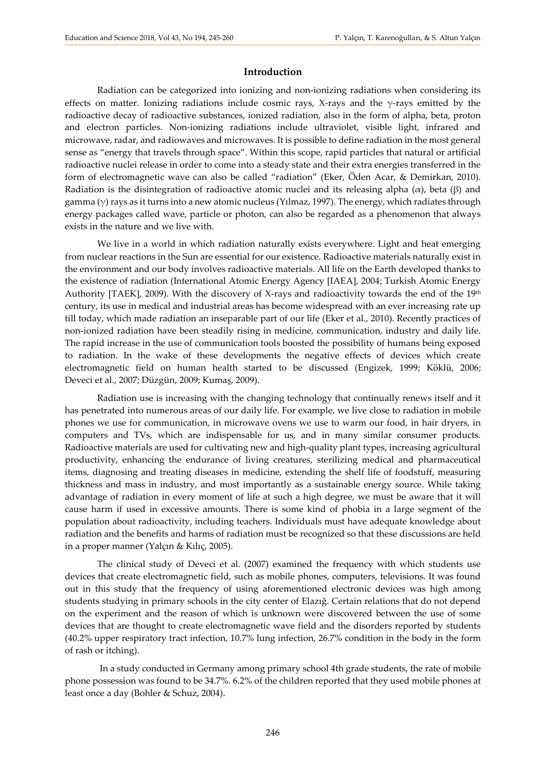## Introduction

Radiation can be categorized into ionizing and non-ionizing radiations when considering its effects on matter. Ionizing radiations include cosmic rays, X-rays and the $\gamma$-rays emitted by the radioactive decay of radioactive substances, ionized radiation, also in the form of alpha, beta, proton and electron particles. Non-ionizing radiations include ultraviolet, visible light, infrared and microwave, radar, and radiowaves and microwaves. It is possible to define radiation in the most general sense as "energy that travels through space". Within this scope, rapid particles that natural or artificial radioactive nuclei release in order to come into a steady state and their extra energies transferred in the form of electromagnetic wave can also be called "radiation" (Eker, Öden Acar, & Demirkan, 2010). Radiation is the disintegration of radioactive atomic nuclei and its releasing alpha ($\alpha$), beta ($\beta$) and gamma ($\gamma$) rays as it turns into a new atomic nucleus (Yılmaz, 1997). The energy, which radiates through energy packages called wave, particle or photon, can also be regarded as a phenomenon that always exists in the nature and we live with.

We live in a world in which radiation naturally exists everywhere. Light and heat emerging from nuclear reactions in the Sun are essential for our existence. Radioactive materials naturally exist in the environment and our body involves radioactive materials. All life on the Earth developed thanks to the existence of radiation (International Atomic Energy Agency [IAEA], 2004; Turkish Atomic Energy Authority [TAEK], 2009). With the discovery of X-rays and radioactivity towards the end of the 19th century, its use in medical and industrial areas has become widespread with an ever increasing rate up till today, which made radiation an inseparable part of our life (Eker et al., 2010). Recently practices of non-ionized radiation have been steadily rising in medicine, communication, industry and daily life. The rapid increase in the use of communication tools boosted the possibility of humans being exposed to radiation. In the wake of these developments the negative effects of devices which create electromagnetic field on human health started to be discussed (Engizek, 1999; Köklü, 2006; Deveci et al., 2007; Düzgün, 2009; Kumaş, 2009).

Radiation use is increasing with the changing technology that continually renews itself and it has penetrated into numerous areas of our daily life. For example, we live close to radiation in mobile phones we use for communication, in microwave ovens we use to warm our food, in hair dryers, in computers and TVs, which are indispensable for us, and in many similar consumer products. Radioactive materials are used for cultivating new and high-quality plant types, increasing agricultural productivity, enhancing the endurance of living creatures, sterilizing medical and pharmaceutical items, diagnosing and treating diseases in medicine, extending the shelf life of foodstuff, measuring thickness and mass in industry, and most importantly as a sustainable energy source. While taking advantage of radiation in every moment of life at such a high degree, we must be aware that it will cause harm if used in excessive amounts. There is some kind of phobia in a large segment of the population about radioactivity, including teachers. Individuals must have adequate knowledge about radiation and the benefits and harms of radiation must be recognized so that these discussions are held in a proper manner (Yalçın & Kılıç, 2005).

The clinical study of Deveci et al. (2007) examined the frequency with which students use devices that create electromagnetic field, such as mobile phones, computers, televisions. It was found out in this study that the frequency of using aforementioned electronic devices was high among students studying in primary schools in the city center of Elazığ. Certain relations that do not depend on the experiment and the reason of which is unknown were discovered between the use of some devices that are thought to create electromagnetic wave field and the disorders reported by students (40.2% upper respiratory tract infection, 10.7% lung infection, 26.7% condition in the body in the form of rash or itching).

In a study conducted in Germany among primary school 4th grade students, the rate of mobile phone possession was found to be 34.7%. 6.2% of the children reported that they used mobile phones at least once a day (Bohler & Schuz, 2004).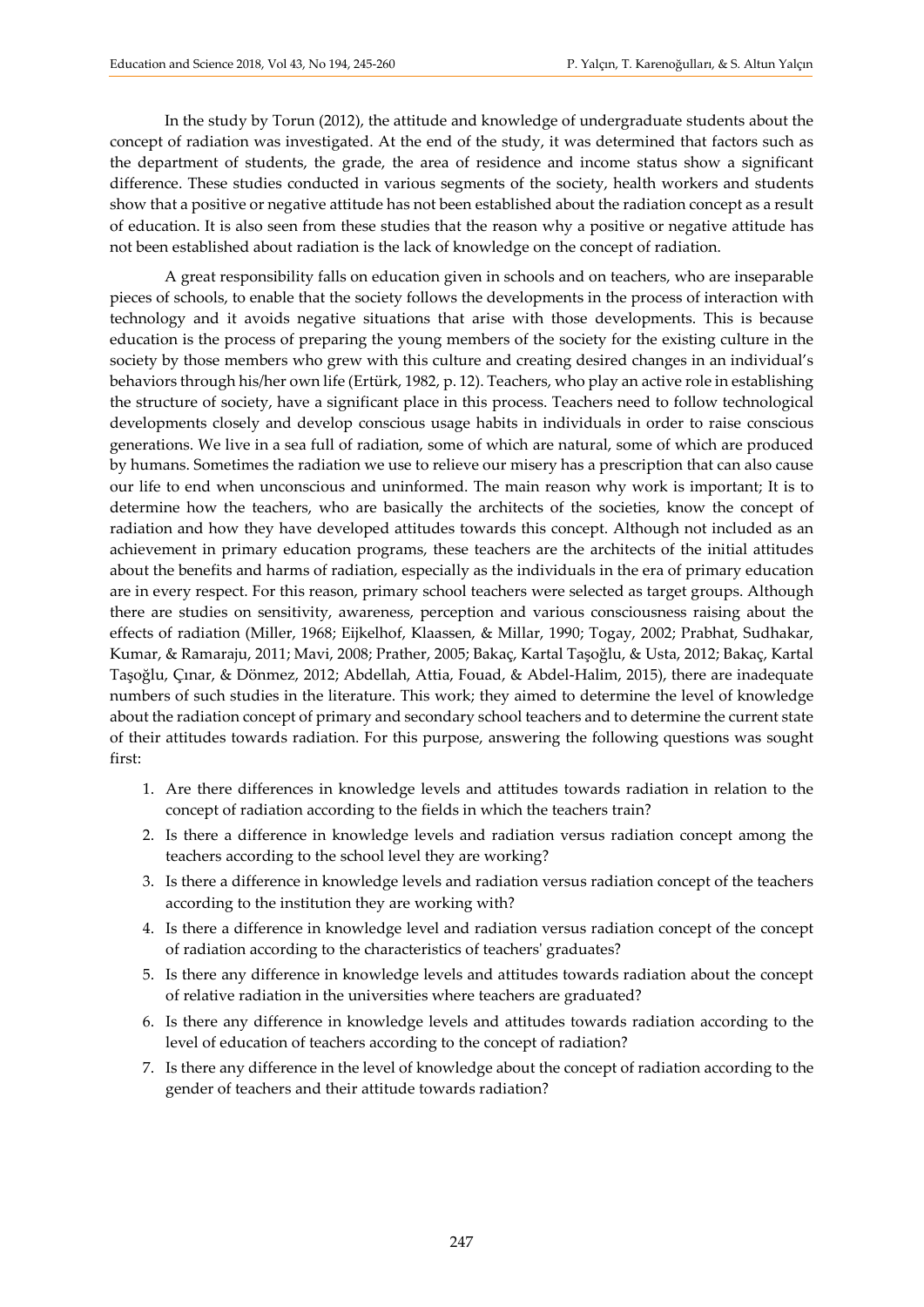In the study by Torun (2012), the attitude and knowledge of undergraduate students about the concept of radiation was investigated. At the end of the study, it was determined that factors such as the department of students, the grade, the area of residence and income status show a significant difference. These studies conducted in various segments of the society, health workers and students show that a positive or negative attitude has not been established about the radiation concept as a result of education. It is also seen from these studies that the reason why a positive or negative attitude has not been established about radiation is the lack of knowledge on the concept of radiation.

A great responsibility falls on education given in schools and on teachers, who are inseparable pieces of schools, to enable that the society follows the developments in the process of interaction with technology and it avoids negative situations that arise with those developments. This is because education is the process of preparing the young members of the society for the existing culture in the society by those members who grew with this culture and creating desired changes in an individual's behaviors through his/her own life (Ertürk, 1982, p. 12). Teachers, who play an active role in establishing the structure of society, have a significant place in this process. Teachers need to follow technological developments closely and develop conscious usage habits in individuals in order to raise conscious generations. We live in a sea full of radiation, some of which are natural, some of which are produced by humans. Sometimes the radiation we use to relieve our misery has a prescription that can also cause our life to end when unconscious and uninformed. The main reason why work is important; It is to determine how the teachers, who are basically the architects of the societies, know the concept of radiation and how they have developed attitudes towards this concept. Although not included as an achievement in primary education programs, these teachers are the architects of the initial attitudes about the benefits and harms of radiation, especially as the individuals in the era of primary education are in every respect. For this reason, primary school teachers were selected as target groups. Although there are studies on sensitivity, awareness, perception and various consciousness raising about the effects of radiation (Miller, 1968; Eijkelhof, Klaassen, & Millar, 1990; Togay, 2002; Prabhat, Sudhakar, Kumar, & Ramaraju, 2011; Mavi, 2008; Prather, 2005; Bakaç, Kartal Taşoğlu, & Usta, 2012; Bakaç, Kartal Taşoğlu, Çınar, & Dönmez, 2012; Abdellah, Attia, Fouad, & Abdel-Halim, 2015), there are inadequate numbers of such studies in the literature. This work; they aimed to determine the level of knowledge about the radiation concept of primary and secondary school teachers and to determine the current state of their attitudes towards radiation. For this purpose, answering the following questions was sought first:

1. Are there differences in knowledge levels and attitudes towards radiation in relation to the concept of radiation according to the fields in which the teachers train?
2. Is there a difference in knowledge levels and radiation versus radiation concept among the teachers according to the school level they are working?
3. Is there a difference in knowledge levels and radiation versus radiation concept of the teachers according to the institution they are working with?
4. Is there a difference in knowledge level and radiation versus radiation concept of the concept of radiation according to the characteristics of teachers' graduates?
5. Is there any difference in knowledge levels and attitudes towards radiation about the concept of relative radiation in the universities where teachers are graduated?
6. Is there any difference in knowledge levels and attitudes towards radiation according to the level of education of teachers according to the concept of radiation?
7. Is there any difference in the level of knowledge about the concept of radiation according to the gender of teachers and their attitude towards radiation?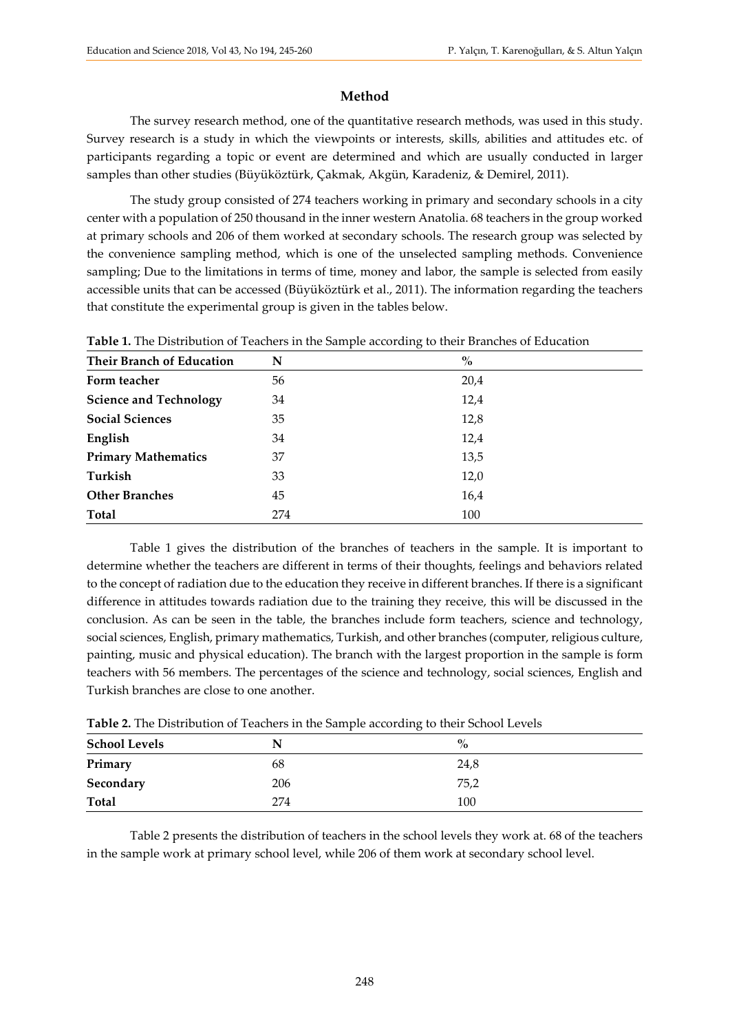## Method

The survey research method, one of the quantitative research methods, was used in this study. Survey research is a study in which the viewpoints or interests, skills, abilities and attitudes etc. of participants regarding a topic or event are determined and which are usually conducted in larger samples than other studies (Büyüköztürk, Çakmak, Akgün, Karadeniz, & Demirel, 2011).

The study group consisted of 274 teachers working in primary and secondary schools in a city center with a population of 250 thousand in the inner western Anatolia. 68 teachers in the group worked at primary schools and 206 of them worked at secondary schools. The research group was selected by the convenience sampling method, which is one of the unselected sampling methods. Convenience sampling; Due to the limitations in terms of time, money and labor, the sample is selected from easily accessible units that can be accessed (Büyüköztürk et al., 2011). The information regarding the teachers that constitute the experimental group is given in the tables below.

**Table 1.** The Distribution of Teachers in the Sample according to their Branches of Education

| Their Branch of Education | N | % |
|---|---|---|
| **Form teacher** | 56 | 20,4 |
| **Science and Technology** | 34 | 12,4 |
| **Social Sciences** | 35 | 12,8 |
| **English** | 34 | 12,4 |
| **Primary Mathematics** | 37 | 13,5 |
| **Turkish** | 33 | 12,0 |
| **Other Branches** | 45 | 16,4 |
| **Total** | 274 | 100 |

Table 1 gives the distribution of the branches of teachers in the sample. It is important to determine whether the teachers are different in terms of their thoughts, feelings and behaviors related to the concept of radiation due to the education they receive in different branches. If there is a significant difference in attitudes towards radiation due to the training they receive, this will be discussed in the conclusion. As can be seen in the table, the branches include form teachers, science and technology, social sciences, English, primary mathematics, Turkish, and other branches (computer, religious culture, painting, music and physical education). The branch with the largest proportion in the sample is form teachers with 56 members. The percentages of the science and technology, social sciences, English and Turkish branches are close to one another.

**Table 2.** The Distribution of Teachers in the Sample according to their School Levels

| School Levels | N | % |
|---|---|---|
| **Primary** | 68 | 24,8 |
| **Secondary** | 206 | 75,2 |
| **Total** | 274 | 100 |

Table 2 presents the distribution of teachers in the school levels they work at. 68 of the teachers in the sample work at primary school level, while 206 of them work at secondary school level.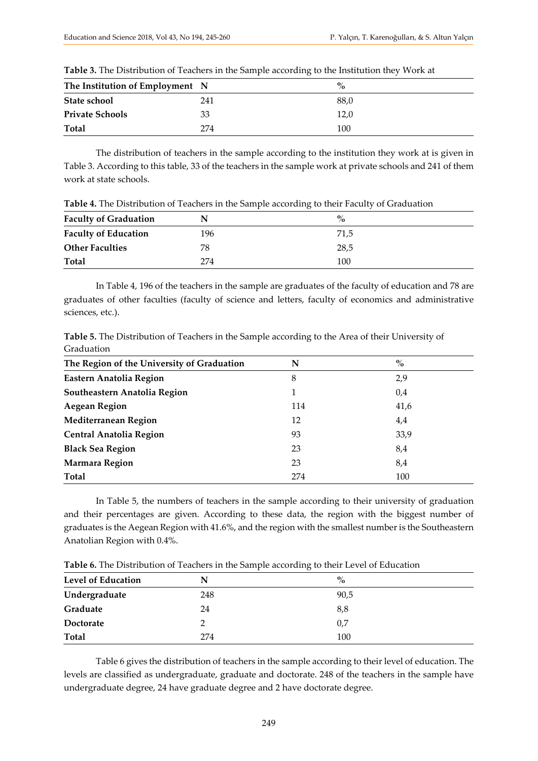**Table 3.** The Distribution of Teachers in the Sample according to the Institution they Work at

| The Institution of Employment | N | % |
|---|---|---|
| State school | 241 | 88,0 |
| Private Schools | 33 | 12,0 |
| Total | 274 | 100 |

The distribution of teachers in the sample according to the institution they work at is given in Table 3. According to this table, 33 of the teachers in the sample work at private schools and 241 of them work at state schools.

**Table 4.** The Distribution of Teachers in the Sample according to their Faculty of Graduation

| Faculty of Graduation | N | % |
|---|---|---|
| Faculty of Education | 196 | 71,5 |
| Other Faculties | 78 | 28,5 |
| Total | 274 | 100 |

In Table 4, 196 of the teachers in the sample are graduates of the faculty of education and 78 are graduates of other faculties (faculty of science and letters, faculty of economics and administrative sciences, etc.).

**Table 5.** The Distribution of Teachers in the Sample according to the Area of their University of Graduation

| The Region of the University of Graduation | N | % |
|---|---|---|
| Eastern Anatolia Region | 8 | 2,9 |
| Southeastern Anatolia Region | 1 | 0,4 |
| Aegean Region | 114 | 41,6 |
| Mediterranean Region | 12 | 4,4 |
| Central Anatolia Region | 93 | 33,9 |
| Black Sea Region | 23 | 8,4 |
| Marmara Region | 23 | 8,4 |
| Total | 274 | 100 |

In Table 5, the numbers of teachers in the sample according to their university of graduation and their percentages are given. According to these data, the region with the biggest number of graduates is the Aegean Region with 41.6%, and the region with the smallest number is the Southeastern Anatolian Region with 0.4%.

**Table 6.** The Distribution of Teachers in the Sample according to their Level of Education

| Level of Education | N | % |
|---|---|---|
| Undergraduate | 248 | 90,5 |
| Graduate | 24 | 8,8 |
| Doctorate | 2 | 0,7 |
| Total | 274 | 100 |

Table 6 gives the distribution of teachers in the sample according to their level of education. The levels are classified as undergraduate, graduate and doctorate. 248 of the teachers in the sample have undergraduate degree, 24 have graduate degree and 2 have doctorate degree.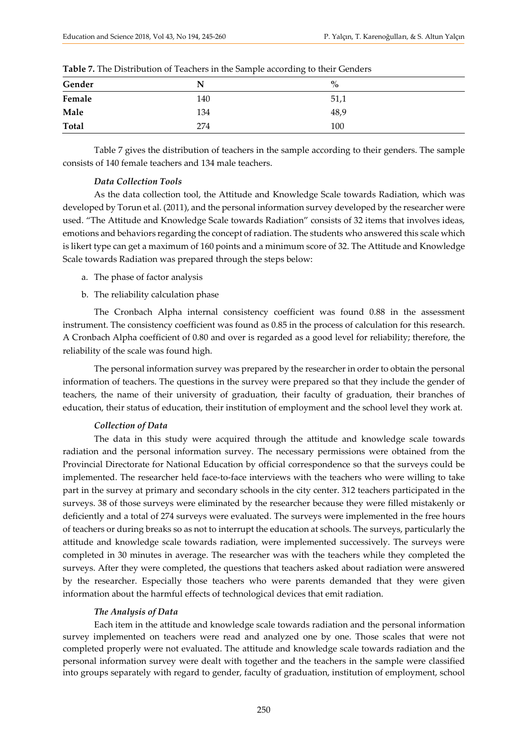**Table 7.** The Distribution of Teachers in the Sample according to their Genders

| Gender | N | % |
|---|---|---|
| **Female** | 140 | 51,1 |
| **Male** | 134 | 48,9 |
| **Total** | 274 | 100 |

Table 7 gives the distribution of teachers in the sample according to their genders. The sample consists of 140 female teachers and 134 male teachers.

### *Data Collection Tools*

As the data collection tool, the Attitude and Knowledge Scale towards Radiation, which was developed by Torun et al. (2011), and the personal information survey developed by the researcher were used. "The Attitude and Knowledge Scale towards Radiation" consists of 32 items that involves ideas, emotions and behaviors regarding the concept of radiation. The students who answered this scale which is likert type can get a maximum of 160 points and a minimum score of 32. The Attitude and Knowledge Scale towards Radiation was prepared through the steps below:

a. The phase of factor analysis
b. The reliability calculation phase

The Cronbach Alpha internal consistency coefficient was found 0.88 in the assessment instrument. The consistency coefficient was found as 0.85 in the process of calculation for this research. A Cronbach Alpha coefficient of 0.80 and over is regarded as a good level for reliability; therefore, the reliability of the scale was found high.

The personal information survey was prepared by the researcher in order to obtain the personal information of teachers. The questions in the survey were prepared so that they include the gender of teachers, the name of their university of graduation, their faculty of graduation, their branches of education, their status of education, their institution of employment and the school level they work at.

### *Collection of Data*

The data in this study were acquired through the attitude and knowledge scale towards radiation and the personal information survey. The necessary permissions were obtained from the Provincial Directorate for National Education by official correspondence so that the surveys could be implemented. The researcher held face-to-face interviews with the teachers who were willing to take part in the survey at primary and secondary schools in the city center. 312 teachers participated in the surveys. 38 of those surveys were eliminated by the researcher because they were filled mistakenly or deficiently and a total of 274 surveys were evaluated. The surveys were implemented in the free hours of teachers or during breaks so as not to interrupt the education at schools. The surveys, particularly the attitude and knowledge scale towards radiation, were implemented successively. The surveys were completed in 30 minutes in average. The researcher was with the teachers while they completed the surveys. After they were completed, the questions that teachers asked about radiation were answered by the researcher. Especially those teachers who were parents demanded that they were given information about the harmful effects of technological devices that emit radiation.

### *The Analysis of Data*

Each item in the attitude and knowledge scale towards radiation and the personal information survey implemented on teachers were read and analyzed one by one. Those scales that were not completed properly were not evaluated. The attitude and knowledge scale towards radiation and the personal information survey were dealt with together and the teachers in the sample were classified into groups separately with regard to gender, faculty of graduation, institution of employment, school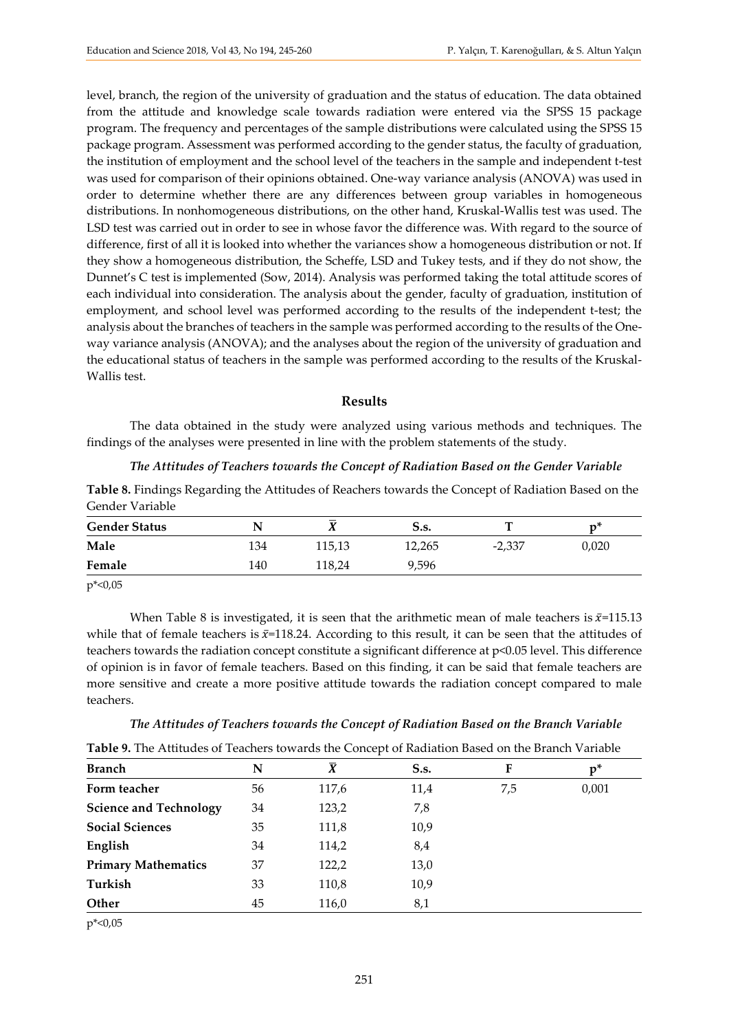level, branch, the region of the university of graduation and the status of education. The data obtained from the attitude and knowledge scale towards radiation were entered via the SPSS 15 package program. The frequency and percentages of the sample distributions were calculated using the SPSS 15 package program. Assessment was performed according to the gender status, the faculty of graduation, the institution of employment and the school level of the teachers in the sample and independent t-test was used for comparison of their opinions obtained. One-way variance analysis (ANOVA) was used in order to determine whether there are any differences between group variables in homogeneous distributions. In nonhomogeneous distributions, on the other hand, Kruskal-Wallis test was used. The LSD test was carried out in order to see in whose favor the difference was. With regard to the source of difference, first of all it is looked into whether the variances show a homogeneous distribution or not. If they show a homogeneous distribution, the Scheffe, LSD and Tukey tests, and if they do not show, the Dunnet's C test is implemented (Sow, 2014). Analysis was performed taking the total attitude scores of each individual into consideration. The analysis about the gender, faculty of graduation, institution of employment, and school level was performed according to the results of the independent t-test; the analysis about the branches of teachers in the sample was performed according to the results of the One-way variance analysis (ANOVA); and the analyses about the region of the university of graduation and the educational status of teachers in the sample was performed according to the results of the Kruskal-Wallis test.

## Results

The data obtained in the study were analyzed using various methods and techniques. The findings of the analyses were presented in line with the problem statements of the study.

### *The Attitudes of Teachers towards the Concept of Radiation Based on the Gender Variable*

**Table 8.** Findings Regarding the Attitudes of Reachers towards the Concept of Radiation Based on the Gender Variable

| Gender Status | N | $\bar{X}$ | S.s. | T | p* |
|---|---|---|---|---|---|
| **Male** | 134 | 115,13 | 12,265 | -2,337 | 0,020 |
| **Female** | 140 | 118,24 | 9,596 | | |

p*<0,05

When Table 8 is investigated, it is seen that the arithmetic mean of male teachers is $\bar{x}$=115.13 while that of female teachers is $\bar{x}$=118.24. According to this result, it can be seen that the attitudes of teachers towards the radiation concept constitute a significant difference at $p<0.05$ level. This difference of opinion is in favor of female teachers. Based on this finding, it can be said that female teachers are more sensitive and create a more positive attitude towards the radiation concept compared to male teachers.

### *The Attitudes of Teachers towards the Concept of Radiation Based on the Branch Variable*

**Table 9.** The Attitudes of Teachers towards the Concept of Radiation Based on the Branch Variable

| Branch | N | $\bar{X}$ | S.s. | F | p* |
|---|---|---|---|---|---|
| **Form teacher** | 56 | 117,6 | 11,4 | 7,5 | 0,001 |
| **Science and Technology** | 34 | 123,2 | 7,8 | | |
| **Social Sciences** | 35 | 111,8 | 10,9 | | |
| **English** | 34 | 114,2 | 8,4 | | |
| **Primary Mathematics** | 37 | 122,2 | 13,0 | | |
| **Turkish** | 33 | 110,8 | 10,9 | | |
| **Other** | 45 | 116,0 | 8,1 | | |

p*<0,05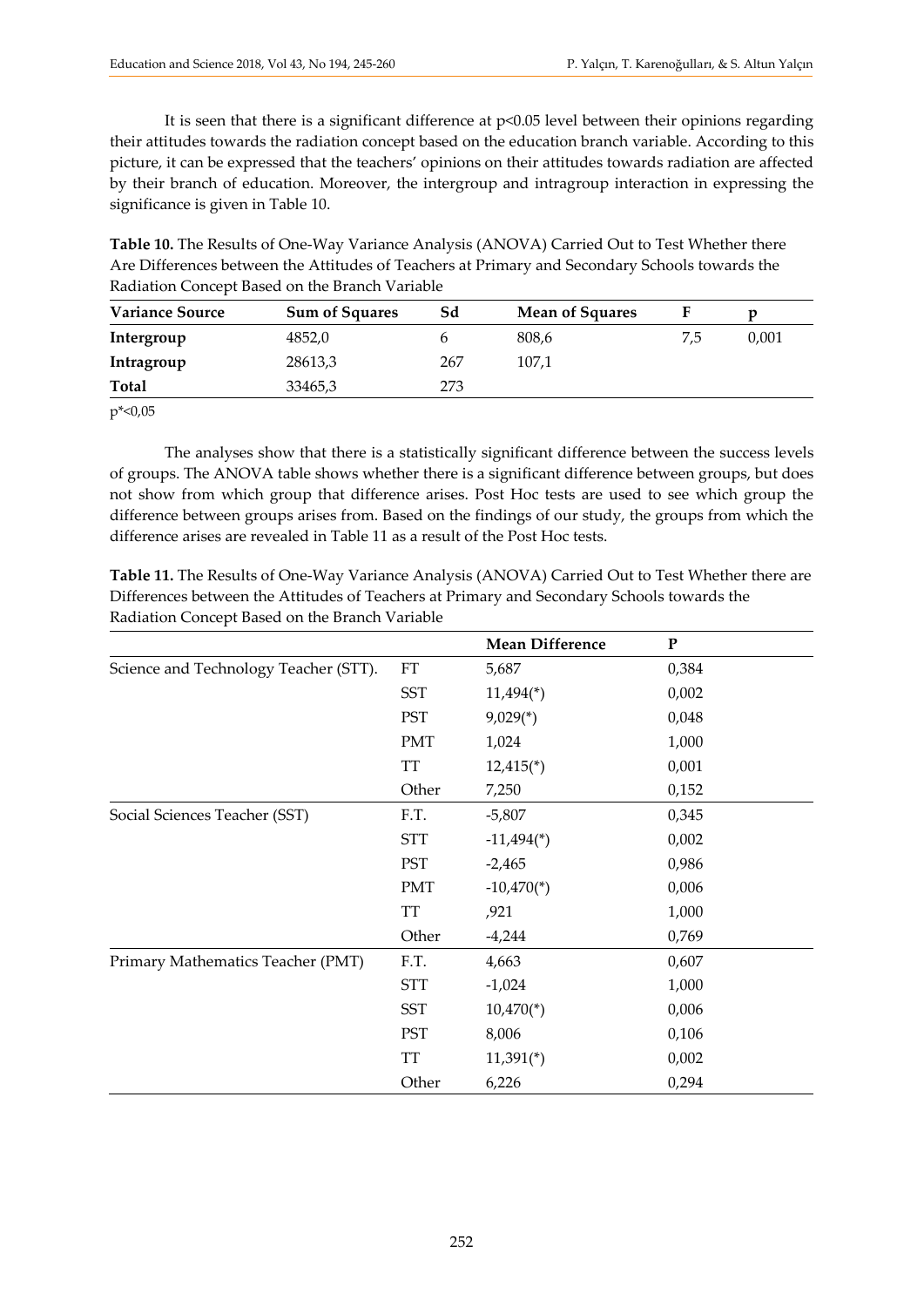It is seen that there is a significant difference at $p<0.05$ level between their opinions regarding their attitudes towards the radiation concept based on the education branch variable. According to this picture, it can be expressed that the teachers' opinions on their attitudes towards radiation are affected by their branch of education. Moreover, the intergroup and intragroup interaction in expressing the significance is given in Table 10.

**Table 10.** The Results of One-Way Variance Analysis (ANOVA) Carried Out to Test Whether there Are Differences between the Attitudes of Teachers at Primary and Secondary Schools towards the Radiation Concept Based on the Branch Variable

| Variance Source | Sum of Squares | Sd | Mean of Squares | F | p |
|---|---|---|---|---|---|
| **Intergroup** | 4852,0 | 6 | 808,6 | 7,5 | 0,001 |
| **Intragroup** | 28613,3 | 267 | 107,1 | | |
| **Total** | 33465,3 | 273 | | | |

p*<0,05

The analyses show that there is a statistically significant difference between the success levels of groups. The ANOVA table shows whether there is a significant difference between groups, but does not show from which group that difference arises. Post Hoc tests are used to see which group the difference between groups arises from. Based on the findings of our study, the groups from which the difference arises are revealed in Table 11 as a result of the Post Hoc tests.

**Table 11.** The Results of One-Way Variance Analysis (ANOVA) Carried Out to Test Whether there are Differences between the Attitudes of Teachers at Primary and Secondary Schools towards the Radiation Concept Based on the Branch Variable

| | | Mean Difference | P |
|---|---|---|---|
| Science and Technology Teacher (STT). | FT | 5,687 | 0,384 |
| | SST | 11,494(*) | 0,002 |
| | PST | 9,029(*) | 0,048 |
| | PMT | 1,024 | 1,000 |
| | TT | 12,415(*) | 0,001 |
| | Other | 7,250 | 0,152 |
| Social Sciences Teacher (SST) | F.T. | -5,807 | 0,345 |
| | STT | -11,494(*) | 0,002 |
| | PST | -2,465 | 0,986 |
| | PMT | -10,470(*) | 0,006 |
| | TT | ,921 | 1,000 |
| | Other | -4,244 | 0,769 |
| Primary Mathematics Teacher (PMT) | F.T. | 4,663 | 0,607 |
| | STT | -1,024 | 1,000 |
| | SST | 10,470(*) | 0,006 |
| | PST | 8,006 | 0,106 |
| | TT | 11,391(*) | 0,002 |
| | Other | 6,226 | 0,294 |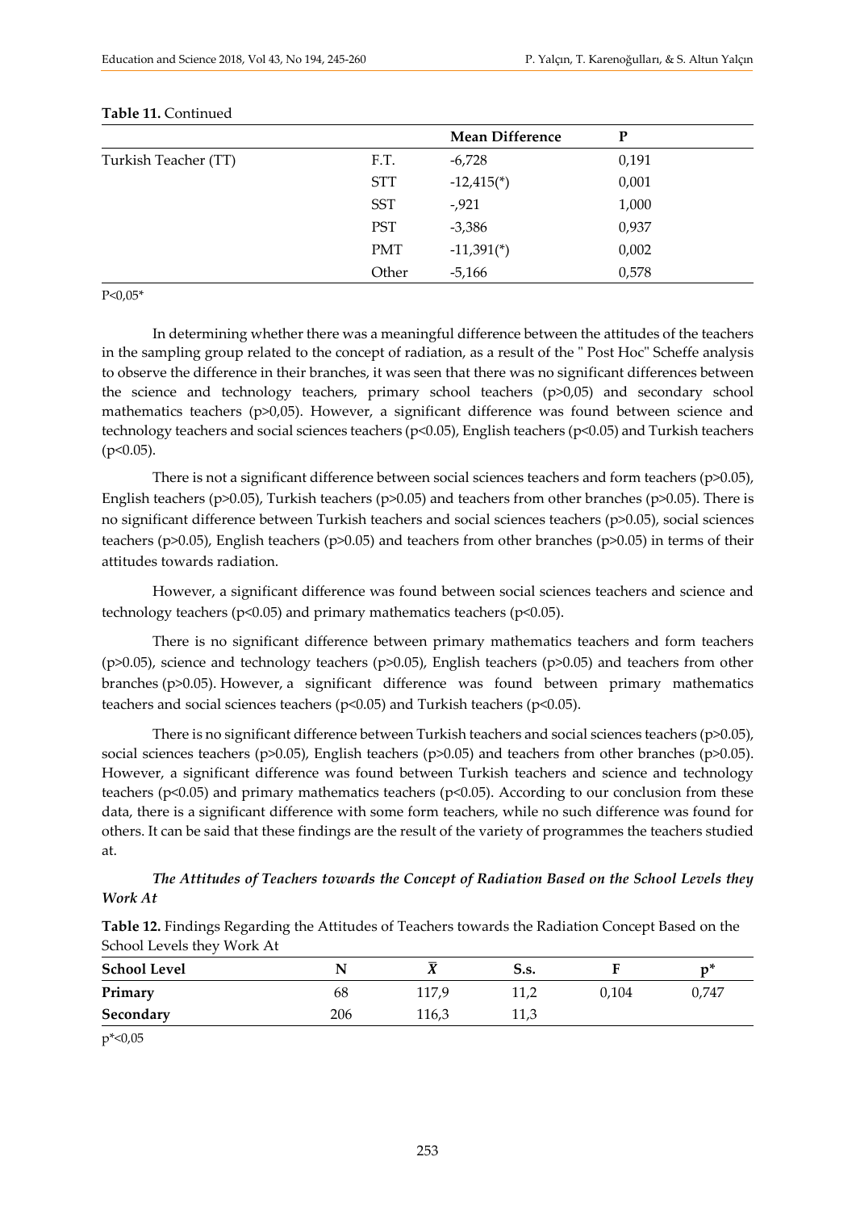**Table 11.** Continued

| | | Mean Difference | P |
|---|---|---|---|
| Turkish Teacher (TT) | F.T. | -6,728 | 0,191 |
| | STT | -12,415(*) | 0,001 |
| | SST | -,921 | 1,000 |
| | PST | -3,386 | 0,937 |
| | PMT | -11,391(*) | 0,002 |
| | Other | -5,166 | 0,578 |

P<0,05*

In determining whether there was a meaningful difference between the attitudes of the teachers in the sampling group related to the concept of radiation, as a result of the " Post Hoc" Scheffe analysis to observe the difference in their branches, it was seen that there was no significant differences between the science and technology teachers, primary school teachers ($p>0,05$) and secondary school mathematics teachers ($p>0,05$). However, a significant difference was found between science and technology teachers and social sciences teachers ($p<0.05$), English teachers ($p<0.05$) and Turkish teachers ($p<0.05$).

There is not a significant difference between social sciences teachers and form teachers ($p>0.05$), English teachers ($p>0.05$), Turkish teachers ($p>0.05$) and teachers from other branches ($p>0.05$). There is no significant difference between Turkish teachers and social sciences teachers ($p>0.05$), social sciences teachers ($p>0.05$), English teachers ($p>0.05$) and teachers from other branches ($p>0.05$) in terms of their attitudes towards radiation.

However, a significant difference was found between social sciences teachers and science and technology teachers ($p<0.05$) and primary mathematics teachers ($p<0.05$).

There is no significant difference between primary mathematics teachers and form teachers ($p>0.05$), science and technology teachers ($p>0.05$), English teachers ($p>0.05$) and teachers from other branches ($p>0.05$). However, a significant difference was found between primary mathematics teachers and social sciences teachers ($p<0.05$) and Turkish teachers ($p<0.05$).

There is no significant difference between Turkish teachers and social sciences teachers ($p>0.05$), social sciences teachers ($p>0.05$), English teachers ($p>0.05$) and teachers from other branches ($p>0.05$). However, a significant difference was found between Turkish teachers and science and technology teachers ($p<0.05$) and primary mathematics teachers ($p<0.05$). According to our conclusion from these data, there is a significant difference with some form teachers, while no such difference was found for others. It can be said that these findings are the result of the variety of programmes the teachers studied at.

***The Attitudes of Teachers towards the Concept of Radiation Based on the School Levels they Work At***

**Table 12.** Findings Regarding the Attitudes of Teachers towards the Radiation Concept Based on the School Levels they Work At

| School Level | N | $\overline{X}$ | S.s. | F | p* |
|---|---|---|---|---|---|
| **Primary** | 68 | 117,9 | 11,2 | 0,104 | 0,747 |
| **Secondary** | 206 | 116,3 | 11,3 | | |

p*<0,05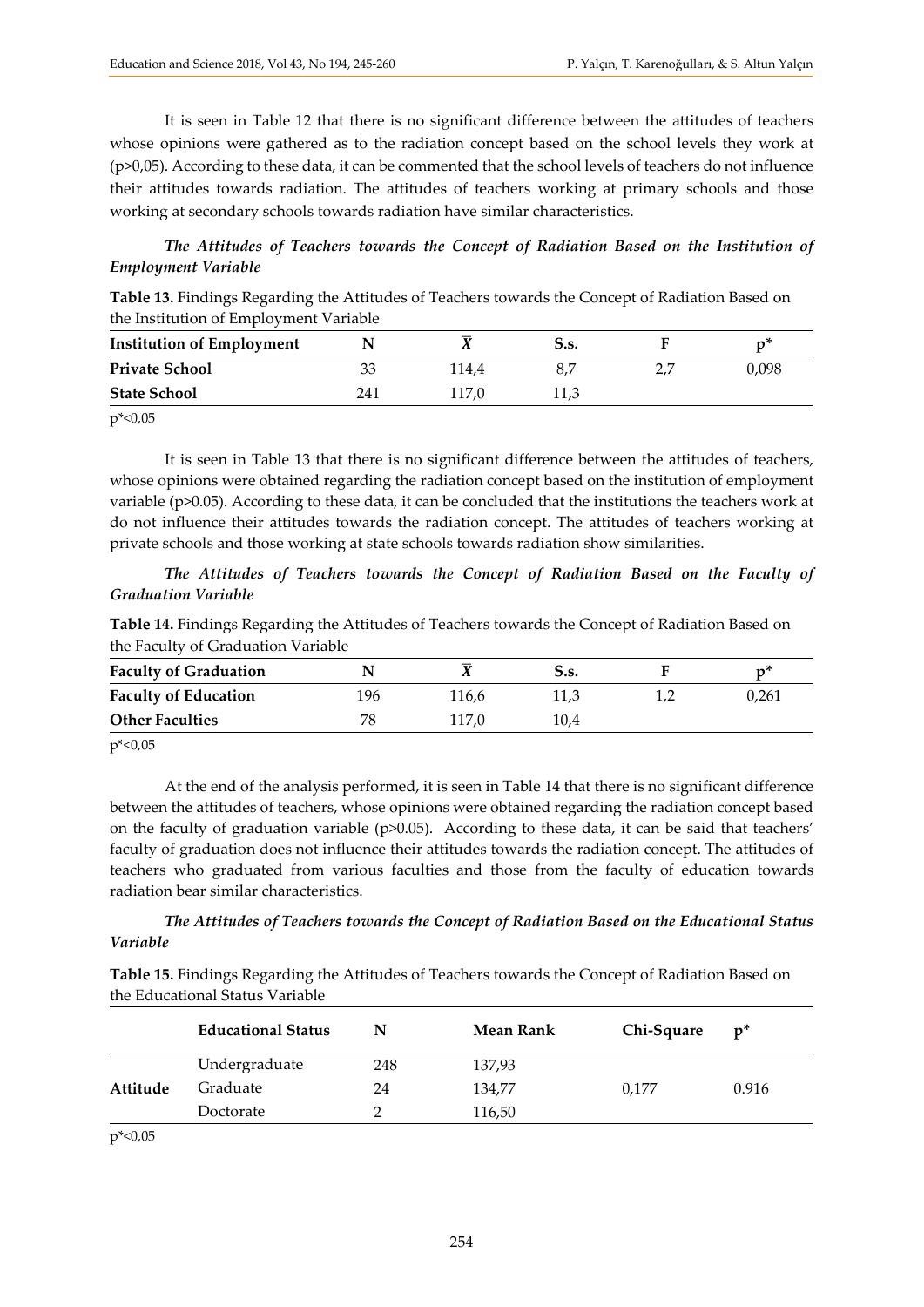It is seen in Table 12 that there is no significant difference between the attitudes of teachers whose opinions were gathered as to the radiation concept based on the school levels they work at (p>0,05). According to these data, it can be commented that the school levels of teachers do not influence their attitudes towards radiation. The attitudes of teachers working at primary schools and those working at secondary schools towards radiation have similar characteristics.

***The Attitudes of Teachers towards the Concept of Radiation Based on the Institution of Employment Variable***

**Table 13.** Findings Regarding the Attitudes of Teachers towards the Concept of Radiation Based on the Institution of Employment Variable

| Institution of Employment | N | $\bar{X}$ | S.s. | F | p* |
|---|---|---|---|---|---|
| **Private School** | 33 | 114,4 | 8,7 | 2,7 | 0,098 |
| **State School** | 241 | 117,0 | 11,3 | | |

p*<0,05

It is seen in Table 13 that there is no significant difference between the attitudes of teachers, whose opinions were obtained regarding the radiation concept based on the institution of employment variable (p>0.05). According to these data, it can be concluded that the institutions the teachers work at do not influence their attitudes towards the radiation concept. The attitudes of teachers working at private schools and those working at state schools towards radiation show similarities.

***The Attitudes of Teachers towards the Concept of Radiation Based on the Faculty of Graduation Variable***

**Table 14.** Findings Regarding the Attitudes of Teachers towards the Concept of Radiation Based on the Faculty of Graduation Variable

| Faculty of Graduation | N | $\bar{X}$ | S.s. | F | p* |
|---|---|---|---|---|---|
| **Faculty of Education** | 196 | 116,6 | 11,3 | 1,2 | 0,261 |
| **Other Faculties** | 78 | 117,0 | 10,4 | | |

p*<0,05

At the end of the analysis performed, it is seen in Table 14 that there is no significant difference between the attitudes of teachers, whose opinions were obtained regarding the radiation concept based on the faculty of graduation variable (p>0.05). According to these data, it can be said that teachers' faculty of graduation does not influence their attitudes towards the radiation concept. The attitudes of teachers who graduated from various faculties and those from the faculty of education towards radiation bear similar characteristics.

***The Attitudes of Teachers towards the Concept of Radiation Based on the Educational Status Variable***

**Table 15.** Findings Regarding the Attitudes of Teachers towards the Concept of Radiation Based on the Educational Status Variable

| | Educational Status | N | Mean Rank | Chi-Square | p* |
|---|---|---|---|---|---|
| **Attitude** | Undergraduate | 248 | 137,93 | 0,177 | 0.916 |
| | Graduate | 24 | 134,77 | | |
| | Doctorate | 2 | 116,50 | | |

p*<0,05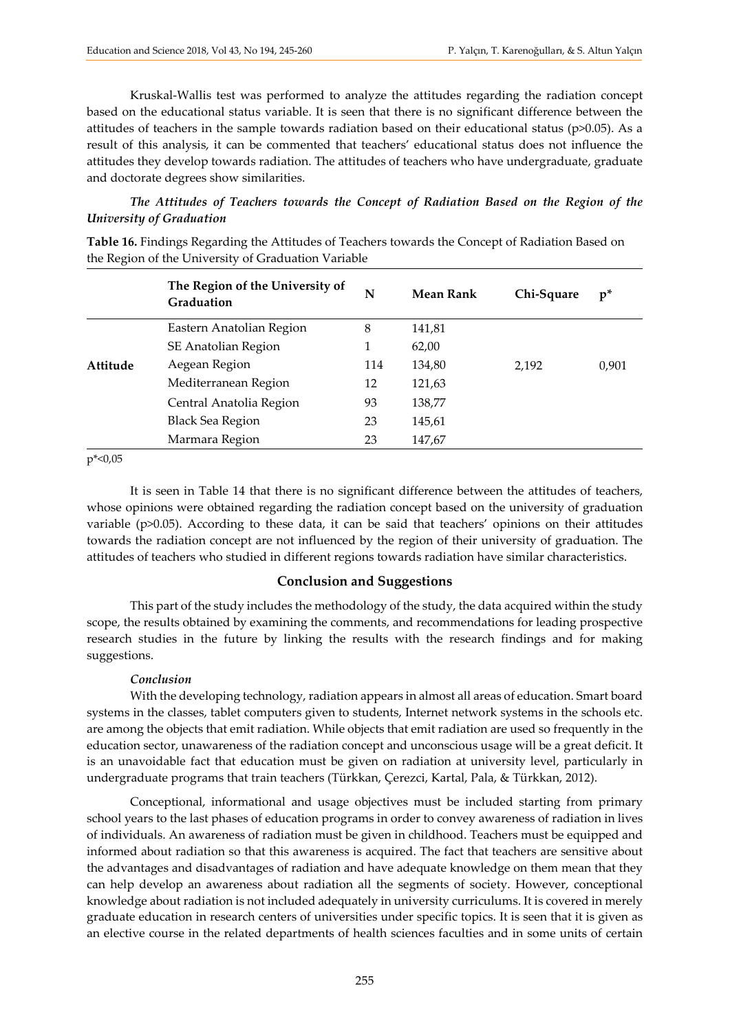Kruskal-Wallis test was performed to analyze the attitudes regarding the radiation concept based on the educational status variable. It is seen that there is no significant difference between the attitudes of teachers in the sample towards radiation based on their educational status (p>0.05). As a result of this analysis, it can be commented that teachers' educational status does not influence the attitudes they develop towards radiation. The attitudes of teachers who have undergraduate, graduate and doctorate degrees show similarities.

***The Attitudes of Teachers towards the Concept of Radiation Based on the Region of the University of Graduation***

**Table 16.** Findings Regarding the Attitudes of Teachers towards the Concept of Radiation Based on the Region of the University of Graduation Variable

| | The Region of the University of Graduation | N | Mean Rank | Chi-Square | p* |
|---|---|---|---|---|---|
| Attitude | Eastern Anatolian Region | 8 | 141,81 | 2,192 | 0,901 |
| | SE Anatolian Region | 1 | 62,00 | | |
| | Aegean Region | 114 | 134,80 | | |
| | Mediterranean Region | 12 | 121,63 | | |
| | Central Anatolia Region | 93 | 138,77 | | |
| | Black Sea Region | 23 | 145,61 | | |
| | Marmara Region | 23 | 147,67 | | |

p*<0,05

It is seen in Table 14 that there is no significant difference between the attitudes of teachers, whose opinions were obtained regarding the radiation concept based on the university of graduation variable (p>0.05). According to these data, it can be said that teachers' opinions on their attitudes towards the radiation concept are not influenced by the region of their university of graduation. The attitudes of teachers who studied in different regions towards radiation have similar characteristics.

## Conclusion and Suggestions

This part of the study includes the methodology of the study, the data acquired within the study scope, the results obtained by examining the comments, and recommendations for leading prospective research studies in the future by linking the results with the research findings and for making suggestions.

### *Conclusion*

With the developing technology, radiation appears in almost all areas of education. Smart board systems in the classes, tablet computers given to students, Internet network systems in the schools etc. are among the objects that emit radiation. While objects that emit radiation are used so frequently in the education sector, unawareness of the radiation concept and unconscious usage will be a great deficit. It is an unavoidable fact that education must be given on radiation at university level, particularly in undergraduate programs that train teachers (Türkkan, Çerezci, Kartal, Pala, & Türkkan, 2012).

Conceptional, informational and usage objectives must be included starting from primary school years to the last phases of education programs in order to convey awareness of radiation in lives of individuals. An awareness of radiation must be given in childhood. Teachers must be equipped and informed about radiation so that this awareness is acquired. The fact that teachers are sensitive about the advantages and disadvantages of radiation and have adequate knowledge on them mean that they can help develop an awareness about radiation all the segments of society. However, conceptional knowledge about radiation is not included adequately in university curriculums. It is covered in merely graduate education in research centers of universities under specific topics. It is seen that it is given as an elective course in the related departments of health sciences faculties and in some units of certain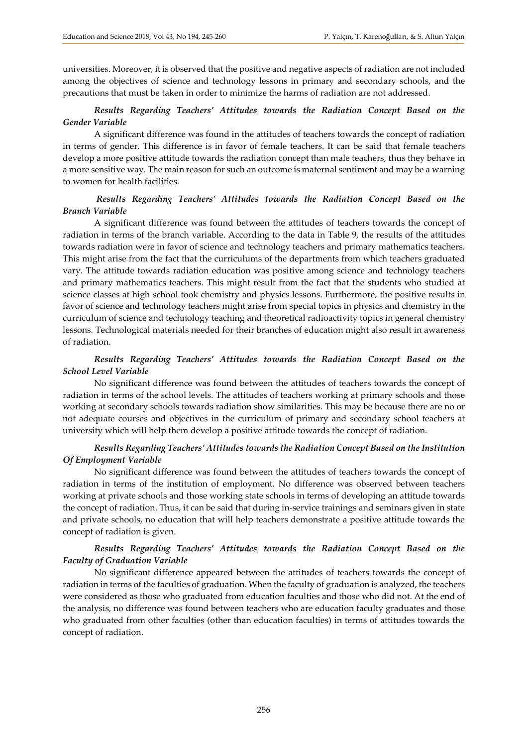universities. Moreover, it is observed that the positive and negative aspects of radiation are not included among the objectives of science and technology lessons in primary and secondary schools, and the precautions that must be taken in order to minimize the harms of radiation are not addressed.

***Results Regarding Teachers' Attitudes towards the Radiation Concept Based on the Gender Variable***

A significant difference was found in the attitudes of teachers towards the concept of radiation in terms of gender. This difference is in favor of female teachers. It can be said that female teachers develop a more positive attitude towards the radiation concept than male teachers, thus they behave in a more sensitive way. The main reason for such an outcome is maternal sentiment and may be a warning to women for health facilities.

***Results Regarding Teachers' Attitudes towards the Radiation Concept Based on the Branch Variable***

A significant difference was found between the attitudes of teachers towards the concept of radiation in terms of the branch variable. According to the data in Table 9, the results of the attitudes towards radiation were in favor of science and technology teachers and primary mathematics teachers. This might arise from the fact that the curriculums of the departments from which teachers graduated vary. The attitude towards radiation education was positive among science and technology teachers and primary mathematics teachers. This might result from the fact that the students who studied at science classes at high school took chemistry and physics lessons. Furthermore, the positive results in favor of science and technology teachers might arise from special topics in physics and chemistry in the curriculum of science and technology teaching and theoretical radioactivity topics in general chemistry lessons. Technological materials needed for their branches of education might also result in awareness of radiation.

***Results Regarding Teachers' Attitudes towards the Radiation Concept Based on the School Level Variable***

No significant difference was found between the attitudes of teachers towards the concept of radiation in terms of the school levels. The attitudes of teachers working at primary schools and those working at secondary schools towards radiation show similarities. This may be because there are no or not adequate courses and objectives in the curriculum of primary and secondary school teachers at university which will help them develop a positive attitude towards the concept of radiation.

***Results Regarding Teachers' Attitudes towards the Radiation Concept Based on the Institution Of Employment Variable***

No significant difference was found between the attitudes of teachers towards the concept of radiation in terms of the institution of employment. No difference was observed between teachers working at private schools and those working state schools in terms of developing an attitude towards the concept of radiation. Thus, it can be said that during in-service trainings and seminars given in state and private schools, no education that will help teachers demonstrate a positive attitude towards the concept of radiation is given.

***Results Regarding Teachers' Attitudes towards the Radiation Concept Based on the Faculty of Graduation Variable***

No significant difference appeared between the attitudes of teachers towards the concept of radiation in terms of the faculties of graduation. When the faculty of graduation is analyzed, the teachers were considered as those who graduated from education faculties and those who did not. At the end of the analysis, no difference was found between teachers who are education faculty graduates and those who graduated from other faculties (other than education faculties) in terms of attitudes towards the concept of radiation.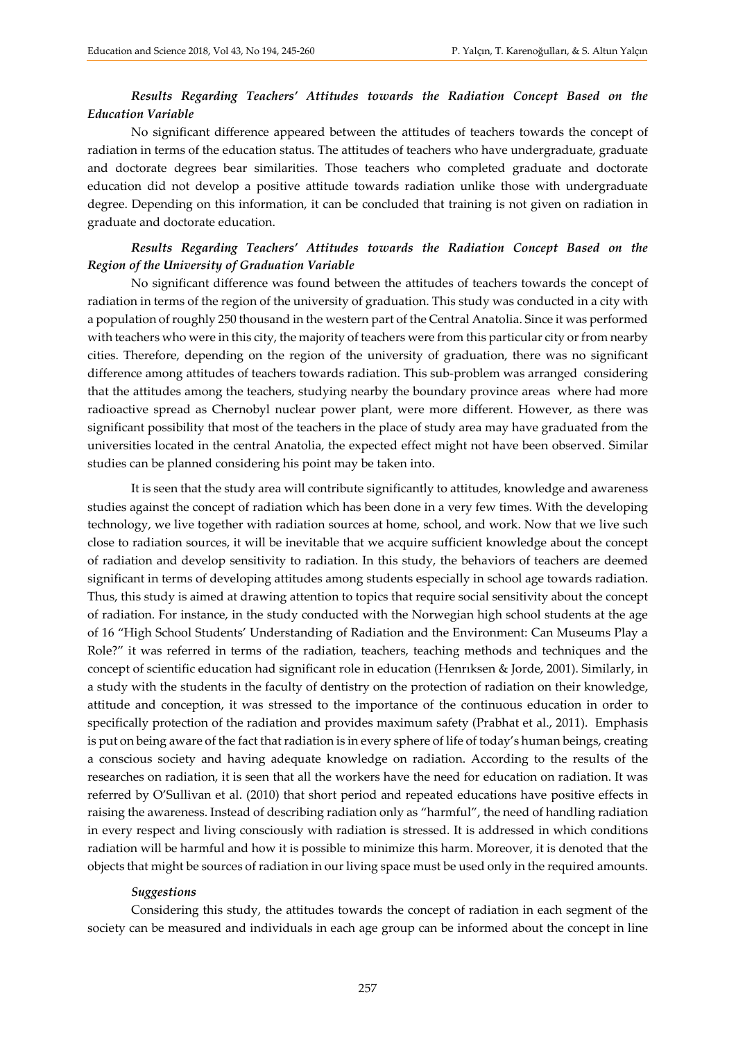#### *Results Regarding Teachers' Attitudes towards the Radiation Concept Based on the Education Variable*

No significant difference appeared between the attitudes of teachers towards the concept of radiation in terms of the education status. The attitudes of teachers who have undergraduate, graduate and doctorate degrees bear similarities. Those teachers who completed graduate and doctorate education did not develop a positive attitude towards radiation unlike those with undergraduate degree. Depending on this information, it can be concluded that training is not given on radiation in graduate and doctorate education.

#### *Results Regarding Teachers' Attitudes towards the Radiation Concept Based on the Region of the University of Graduation Variable*

No significant difference was found between the attitudes of teachers towards the concept of radiation in terms of the region of the university of graduation. This study was conducted in a city with a population of roughly 250 thousand in the western part of the Central Anatolia. Since it was performed with teachers who were in this city, the majority of teachers were from this particular city or from nearby cities. Therefore, depending on the region of the university of graduation, there was no significant difference among attitudes of teachers towards radiation. This sub-problem was arranged considering that the attitudes among the teachers, studying nearby the boundary province areas where had more radioactive spread as Chernobyl nuclear power plant, were more different. However, as there was significant possibility that most of the teachers in the place of study area may have graduated from the universities located in the central Anatolia, the expected effect might not have been observed. Similar studies can be planned considering his point may be taken into.

It is seen that the study area will contribute significantly to attitudes, knowledge and awareness studies against the concept of radiation which has been done in a very few times. With the developing technology, we live together with radiation sources at home, school, and work. Now that we live such close to radiation sources, it will be inevitable that we acquire sufficient knowledge about the concept of radiation and develop sensitivity to radiation. In this study, the behaviors of teachers are deemed significant in terms of developing attitudes among students especially in school age towards radiation. Thus, this study is aimed at drawing attention to topics that require social sensitivity about the concept of radiation. For instance, in the study conducted with the Norwegian high school students at the age of 16 "High School Students' Understanding of Radiation and the Environment: Can Museums Play a Role?" it was referred in terms of the radiation, teachers, teaching methods and techniques and the concept of scientific education had significant role in education (Henrıksen & Jorde, 2001). Similarly, in a study with the students in the faculty of dentistry on the protection of radiation on their knowledge, attitude and conception, it was stressed to the importance of the continuous education in order to specifically protection of the radiation and provides maximum safety (Prabhat et al., 2011). Emphasis is put on being aware of the fact that radiation is in every sphere of life of today's human beings, creating a conscious society and having adequate knowledge on radiation. According to the results of the researches on radiation, it is seen that all the workers have the need for education on radiation. It was referred by O'Sullivan et al. (2010) that short period and repeated educations have positive effects in raising the awareness. Instead of describing radiation only as "harmful", the need of handling radiation in every respect and living consciously with radiation is stressed. It is addressed in which conditions radiation will be harmful and how it is possible to minimize this harm. Moreover, it is denoted that the objects that might be sources of radiation in our living space must be used only in the required amounts.

#### *Suggestions*

Considering this study, the attitudes towards the concept of radiation in each segment of the society can be measured and individuals in each age group can be informed about the concept in line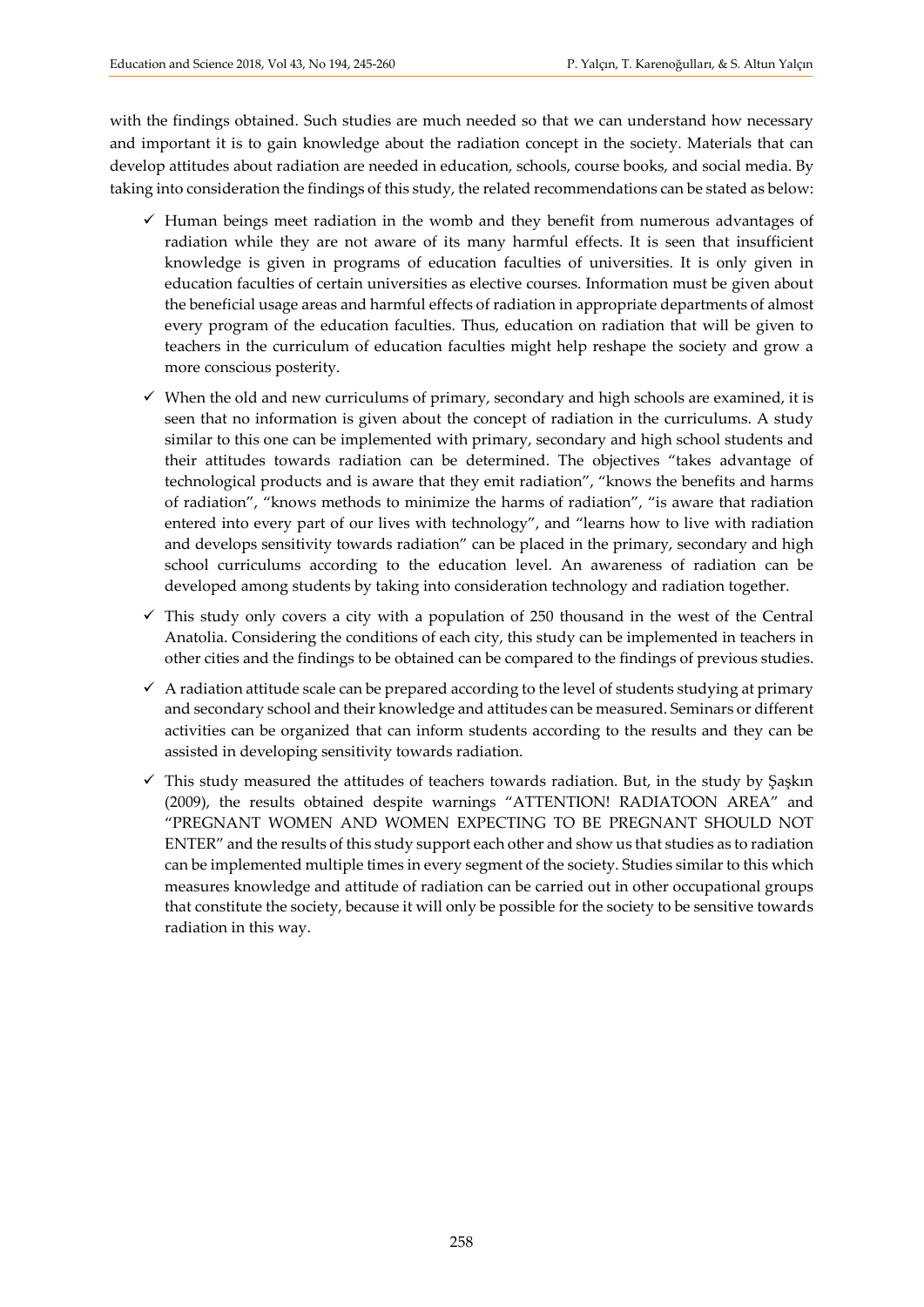with the findings obtained. Such studies are much needed so that we can understand how necessary and important it is to gain knowledge about the radiation concept in the society. Materials that can develop attitudes about radiation are needed in education, schools, course books, and social media. By taking into consideration the findings of this study, the related recommendations can be stated as below:

- ✓ Human beings meet radiation in the womb and they benefit from numerous advantages of radiation while they are not aware of its many harmful effects. It is seen that insufficient knowledge is given in programs of education faculties of universities. It is only given in education faculties of certain universities as elective courses. Information must be given about the beneficial usage areas and harmful effects of radiation in appropriate departments of almost every program of the education faculties. Thus, education on radiation that will be given to teachers in the curriculum of education faculties might help reshape the society and grow a more conscious posterity.
- ✓ When the old and new curriculums of primary, secondary and high schools are examined, it is seen that no information is given about the concept of radiation in the curriculums. A study similar to this one can be implemented with primary, secondary and high school students and their attitudes towards radiation can be determined. The objectives "takes advantage of technological products and is aware that they emit radiation", "knows the benefits and harms of radiation", "knows methods to minimize the harms of radiation", "is aware that radiation entered into every part of our lives with technology", and "learns how to live with radiation and develops sensitivity towards radiation" can be placed in the primary, secondary and high school curriculums according to the education level. An awareness of radiation can be developed among students by taking into consideration technology and radiation together.
- ✓ This study only covers a city with a population of 250 thousand in the west of the Central Anatolia. Considering the conditions of each city, this study can be implemented in teachers in other cities and the findings to be obtained can be compared to the findings of previous studies.
- ✓ A radiation attitude scale can be prepared according to the level of students studying at primary and secondary school and their knowledge and attitudes can be measured. Seminars or different activities can be organized that can inform students according to the results and they can be assisted in developing sensitivity towards radiation.
- ✓ This study measured the attitudes of teachers towards radiation. But, in the study by Şaşkın (2009), the results obtained despite warnings "ATTENTION! RADIATOON AREA" and "PREGNANT WOMEN AND WOMEN EXPECTING TO BE PREGNANT SHOULD NOT ENTER" and the results of this study support each other and show us that studies as to radiation can be implemented multiple times in every segment of the society. Studies similar to this which measures knowledge and attitude of radiation can be carried out in other occupational groups that constitute the society, because it will only be possible for the society to be sensitive towards radiation in this way.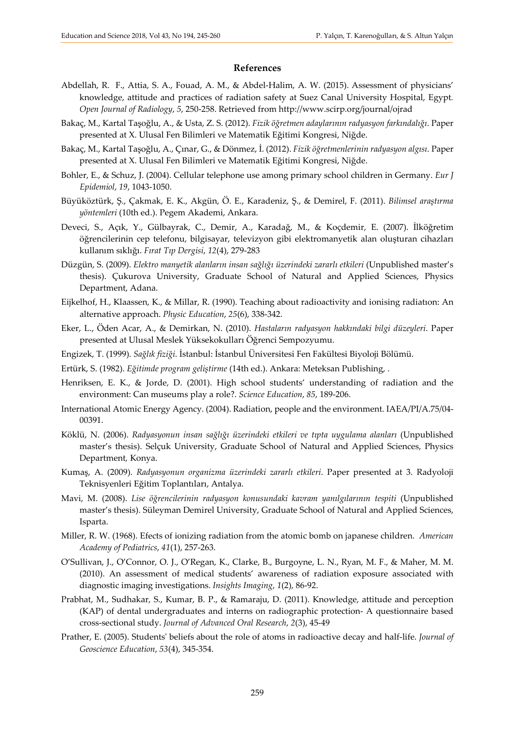## References

Abdellah, R. F., Attia, S. A., Fouad, A. M., & Abdel-Halim, A. W. (2015). Assessment of physicians' knowledge, attitude and practices of radiation safety at Suez Canal University Hospital, Egypt. *Open Journal of Radiology*, *5*, 250-258. Retrieved from http://www.scirp.org/journal/ojrad

Bakaç, M., Kartal Taşoğlu, A., & Usta, Z. S. (2012). *Fizik öğretmen adaylarının radyasyon farkındalığı*. Paper presented at X. Ulusal Fen Bilimleri ve Matematik Eğitimi Kongresi, Niğde.

Bakaç, M., Kartal Taşoğlu, A., Çınar, G., & Dönmez, İ. (2012). *Fizik öğretmenlerinin radyasyon algısı*. Paper presented at X. Ulusal Fen Bilimleri ve Matematik Eğitimi Kongresi, Niğde.

Bohler, E., & Schuz, J. (2004). Cellular telephone use among primary school children in Germany. *Eur J Epidemiol*, *19*, 1043-1050.

Büyüköztürk, Ş., Çakmak, E. K., Akgün, Ö. E., Karadeniz, Ş., & Demirel, F. (2011). *Bilimsel araştırma yöntemleri* (10th ed.). Pegem Akademi, Ankara.

Deveci, S., Açık, Y., Gülbayrak, C., Demir, A., Karadağ, M., & Koçdemir, E. (2007). İlköğretim öğrencilerinin cep telefonu, bilgisayar, televizyon gibi elektromanyetik alan oluşturan cihazları kullanım sıklığı. *Fırat Tıp Dergisi*, *12*(4), 279-283

Düzgün, S. (2009). *Elektro manyetik alanların insan sağlığı üzerindeki zararlı etkileri* (Unpublished master's thesis). Çukurova University, Graduate School of Natural and Applied Sciences, Physics Department, Adana.

Eijkelhof, H., Klaassen, K., & Millar, R. (1990). Teaching about radioactivity and ionising radiatıon: An alternative approach. *Physic Education*, *25*(6), 338-342.

Eker, L., Öden Acar, A., & Demirkan, N. (2010). *Hastaların radyasyon hakkındaki bilgi düzeyleri*. Paper presented at Ulusal Meslek Yüksekokulları Öğrenci Sempozyumu.

Engizek, T. (1999). *Sağlık fiziği*. İstanbul: İstanbul Üniversitesi Fen Fakültesi Biyoloji Bölümü.

Ertürk, S. (1982). *Eğitimde program geliştirme* (14th ed.). Ankara: Meteksan Publishing, .

Henriksen, E. K., & Jorde, D. (2001). High school students' understanding of radiation and the environment: Can museums play a role?. *Science Education*, *85*, 189-206.

International Atomic Energy Agency. (2004). Radiation, people and the environment. IAEA/PI/A.75/04-00391.

Köklü, N. (2006). *Radyasyonun insan sağlığı üzerindeki etkileri ve tıpta uygulama alanları* (Unpublished master's thesis). Selçuk University, Graduate School of Natural and Applied Sciences, Physics Department, Konya.

Kumaş, A. (2009). *Radyasyonun organizma üzerindeki zararlı etkileri*. Paper presented at 3. Radyoloji Teknisyenleri Eğitim Toplantıları, Antalya.

Mavi, M. (2008). *Lise öğrencilerinin radyasyon konusundaki kavram yanılgılarının tespiti* (Unpublished master's thesis). Süleyman Demirel University, Graduate School of Natural and Applied Sciences, Isparta.

Miller, R. W. (1968). Efects of ionizing radiation from the atomic bomb on japanese children. *American Academy of Pediatrics*, *41*(1), 257-263.

O'Sullivan, J., O'Connor, O. J., O'Regan, K., Clarke, B., Burgoyne, L. N., Ryan, M. F., & Maher, M. M. (2010). An assessment of medical students' awareness of radiation exposure associated with diagnostic imaging investigations. *Insights Imaging*, *1*(2), 86-92.

Prabhat, M., Sudhakar, S., Kumar, B. P., & Ramaraju, D. (2011). Knowledge, attitude and perception (KAP) of dental undergraduates and interns on radiographic protection- A questionnaire based cross-sectional study. *Journal of Advanced Oral Research*, *2*(3), 45-49

Prather, E. (2005). Students' beliefs about the role of atoms in radioactive decay and half-life. *Journal of Geoscience Education*, *53*(4), 345-354.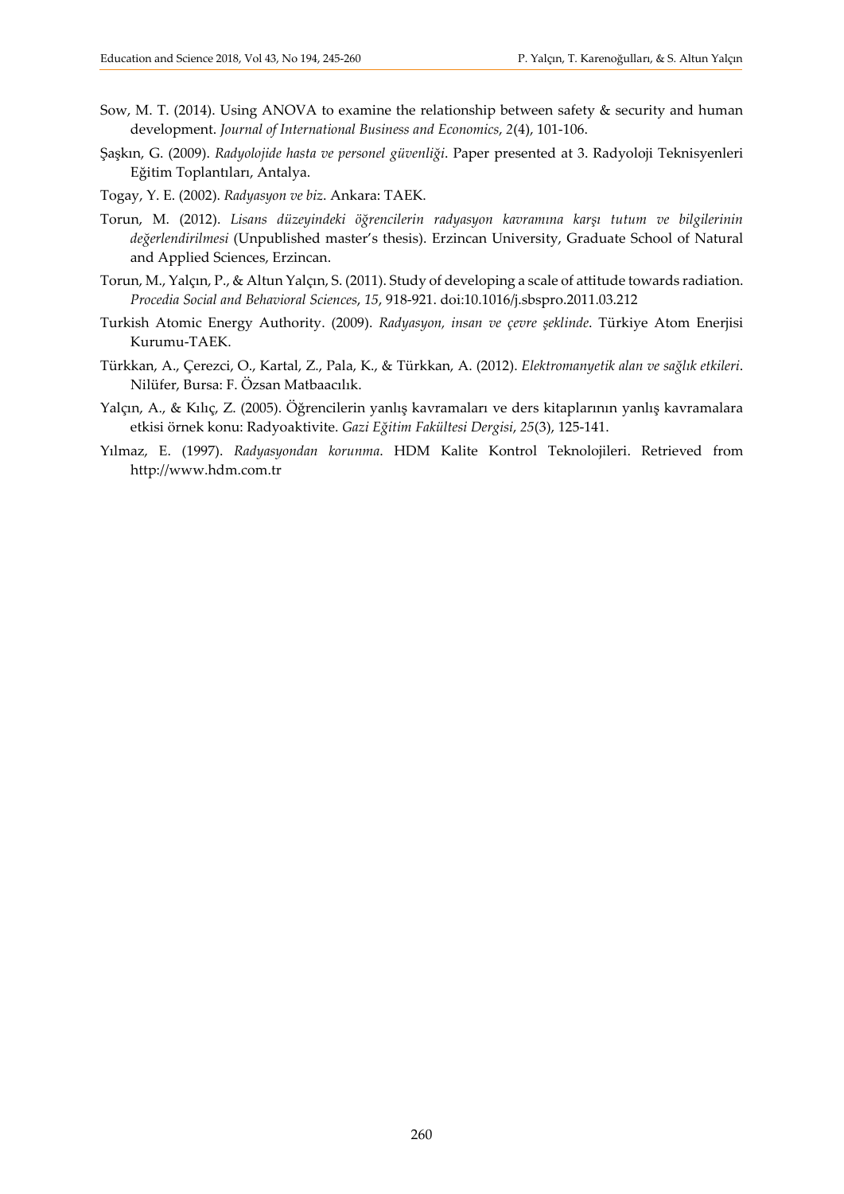Sow, M. T. (2014). Using ANOVA to examine the relationship between safety & security and human development. *Journal of International Business and Economics*, *2*(4), 101-106.

Şaşkın, G. (2009). *Radyolojide hasta ve personel güvenliği*. Paper presented at 3. Radyoloji Teknisyenleri Eğitim Toplantıları, Antalya.

Togay, Y. E. (2002). *Radyasyon ve biz*. Ankara: TAEK.

Torun, M. (2012). *Lisans düzeyindeki öğrencilerin radyasyon kavramına karşı tutum ve bilgilerinin değerlendirilmesi* (Unpublished master's thesis). Erzincan University, Graduate School of Natural and Applied Sciences, Erzincan.

Torun, M., Yalçın, P., & Altun Yalçın, S. (2011). Study of developing a scale of attitude towards radiation. *Procedia Social and Behavioral Sciences*, *15*, 918-921. doi:10.1016/j.sbspro.2011.03.212

Turkish Atomic Energy Authority. (2009). *Radyasyon, insan ve çevre şeklinde*. Türkiye Atom Enerjisi Kurumu-TAEK.

Türkkan, A., Çerezci, O., Kartal, Z., Pala, K., & Türkkan, A. (2012). *Elektromanyetik alan ve sağlık etkileri*. Nilüfer, Bursa: F. Özsan Matbaacılık.

Yalçın, A., & Kılıç, Z. (2005). Öğrencilerin yanlış kavramaları ve ders kitaplarının yanlış kavramalara etkisi örnek konu: Radyoaktivite. *Gazi Eğitim Fakültesi Dergisi*, *25*(3), 125-141.

Yılmaz, E. (1997). *Radyasyondan korunma*. HDM Kalite Kontrol Teknolojileri. Retrieved from http://www.hdm.com.tr